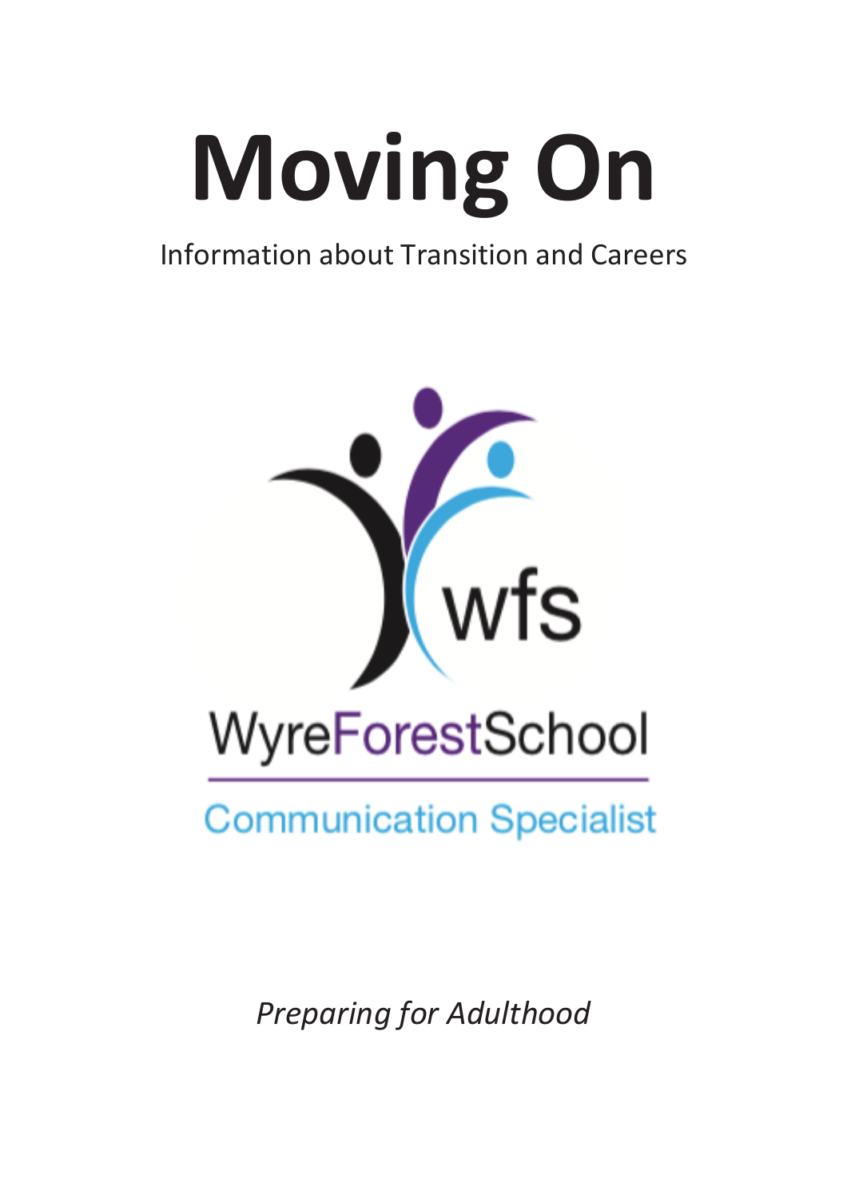# Moving On

Information about Transition and Careers

wfs

WyreForestSchool

Communication Specialist

*Preparing for Adulthood*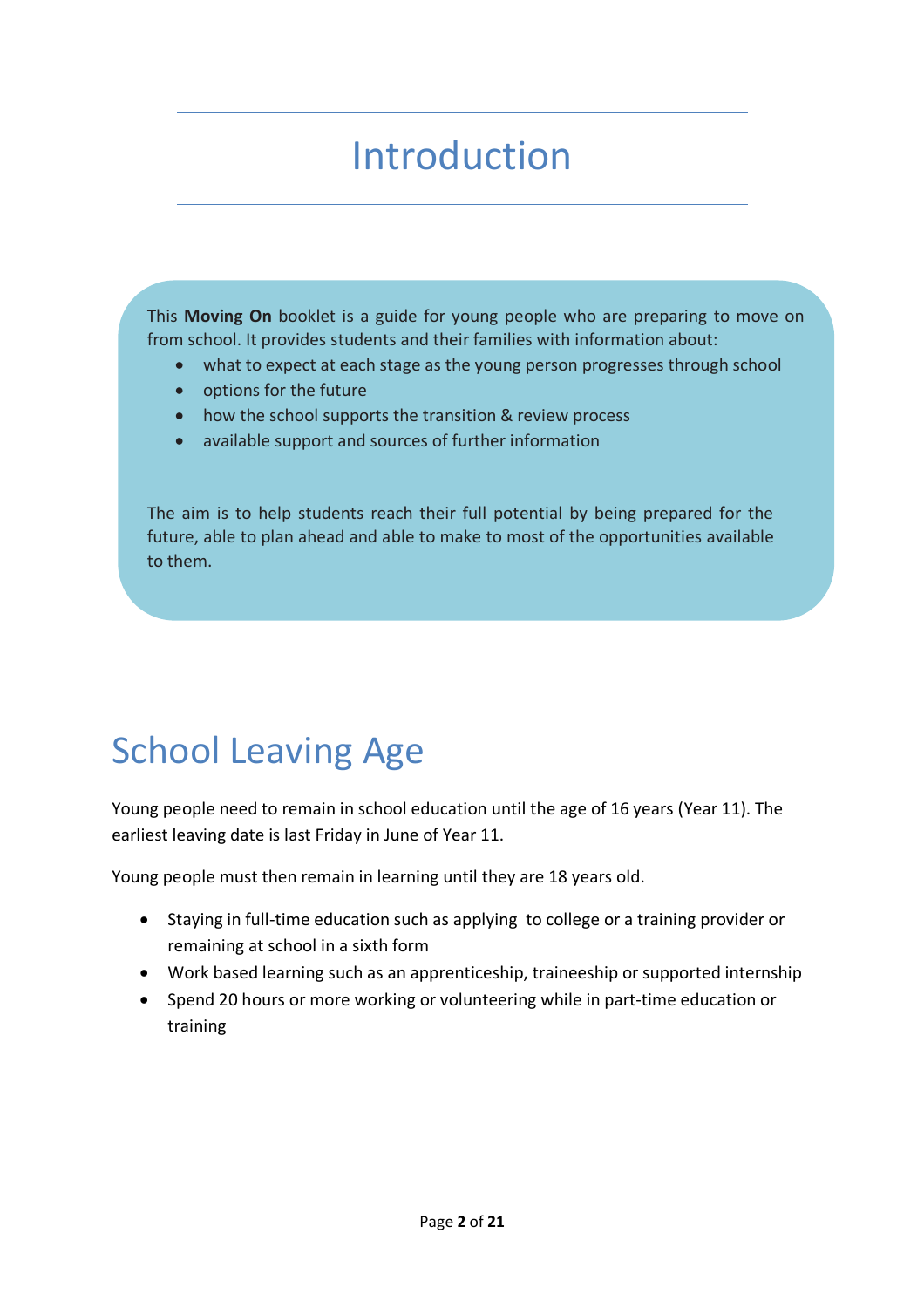# Introduction

This **Moving On** booklet is a guide for young people who are preparing to move on from school. It provides students and their families with information about:

- what to expect at each stage as the young person progresses through school
- options for the future
- how the school supports the transition & review process
- available support and sources of further information

The aim is to help students reach their full potential by being prepared for the future, able to plan ahead and able to make to most of the opportunities available to them.

# School Leaving Age

Young people need to remain in school education until the age of 16 years (Year 11). The earliest leaving date is last Friday in June of Year 11.

Young people must then remain in learning until they are 18 years old.

- Staying in full-time education such as applying to college or a training provider or remaining at school in a sixth form
- Work based learning such as an apprenticeship, traineeship or supported internship
- Spend 20 hours or more working or volunteering while in part-time education or training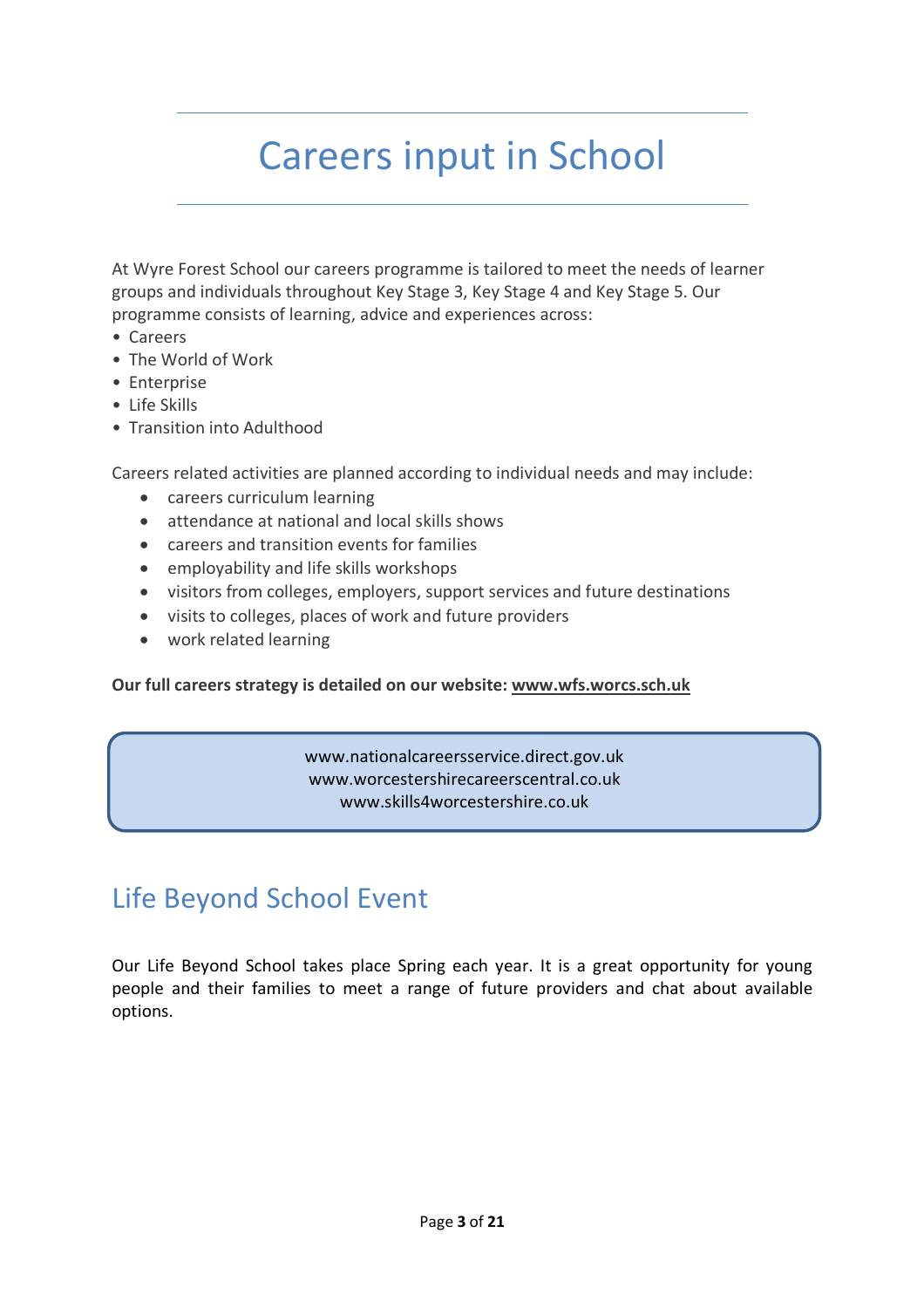# Careers input in School

At Wyre Forest School our careers programme is tailored to meet the needs of learner groups and individuals throughout Key Stage 3, Key Stage 4 and Key Stage 5. Our programme consists of learning, advice and experiences across:

- Careers
- The World of Work
- Enterprise
- Life Skills
- Transition into Adulthood

Careers related activities are planned according to individual needs and may include:

- careers curriculum learning
- attendance at national and local skills shows
- careers and transition events for families
- employability and life skills workshops
- visitors from colleges, employers, support services and future destinations
- visits to colleges, places of work and future providers
- work related learning

**Our full careers strategy is detailed on our website: www.wfs.worcs.sch.uk**

www.nationalcareersservice.direct.gov.uk
www.worcestershirecareerscentral.co.uk
www.skills4worcestershire.co.uk

## Life Beyond School Event

Our Life Beyond School takes place Spring each year. It is a great opportunity for young people and their families to meet a range of future providers and chat about available options.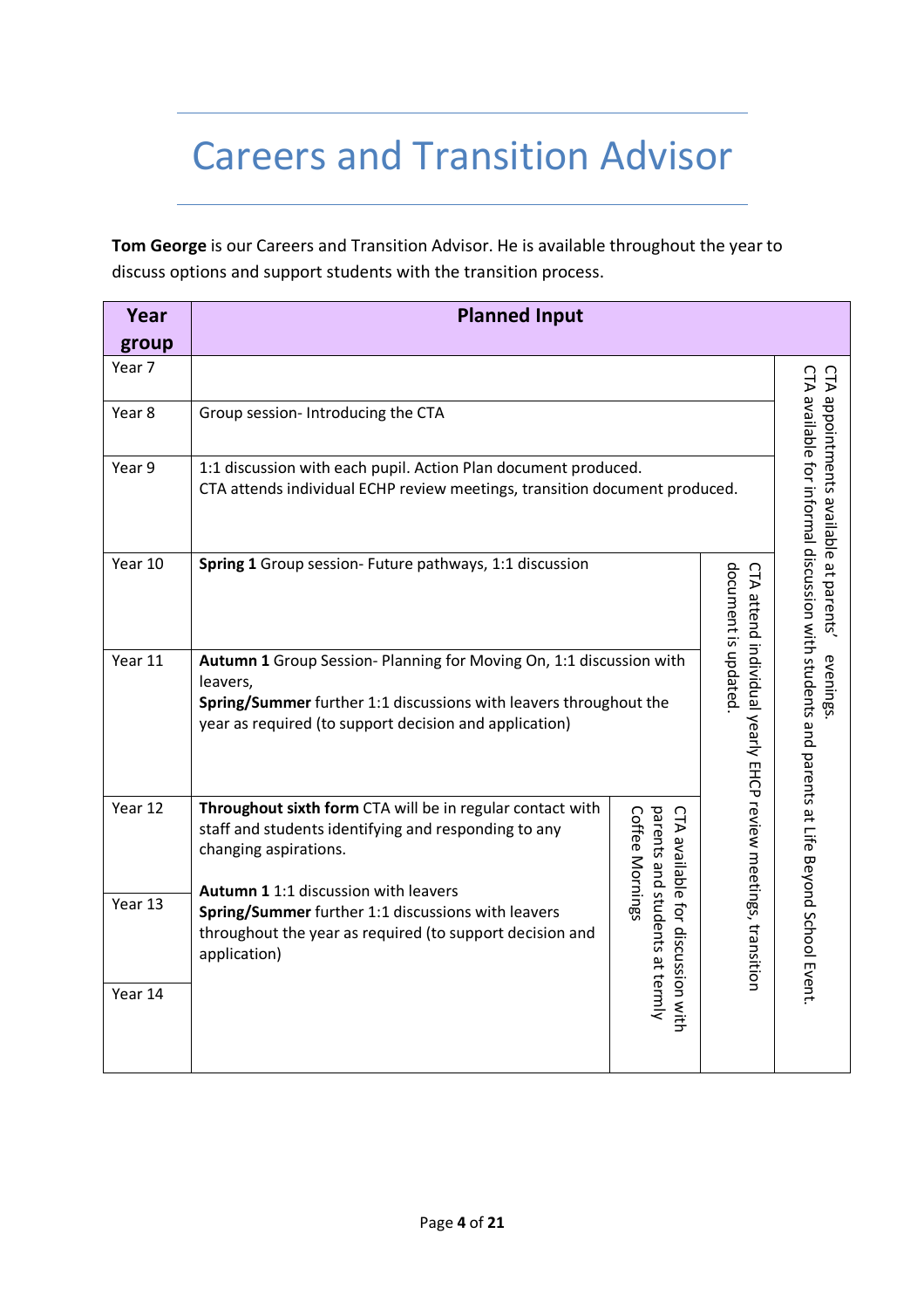# Careers and Transition Advisor

**Tom George** is our Careers and Transition Advisor. He is available throughout the year to discuss options and support students with the transition process.

| Year group | Planned Input | | | |
|---|---|---|---|---|
| Year 7 | | | | CTA appointments available at parents' evenings. CTA available for informal discussion with students and parents at Life Beyond School Event. |
| Year 8 | Group session- Introducing the CTA | | | |
| Year 9 | 1:1 discussion with each pupil. Action Plan document produced. CTA attends individual ECHP review meetings, transition document produced. | | | |
| Year 10 | **Spring 1** Group session- Future pathways, 1:1 discussion | | CTA attend individual yearly EHCP review meetings, transition document is updated. | |
| Year 11 | **Autumn 1** Group Session- Planning for Moving On, 1:1 discussion with leavers, **Spring/Summer** further 1:1 discussions with leavers throughout the year as required (to support decision and application) | | | |
| Year 12 | **Throughout sixth form** CTA will be in regular contact with staff and students identifying and responding to any changing aspirations. | CTA available for discussion with parents and students at termly Coffee Mornings | | |
| Year 13 | **Autumn 1** 1:1 discussion with leavers **Spring/Summer** further 1:1 discussions with leavers throughout the year as required (to support decision and application) | | | |
| Year 14 | | | | |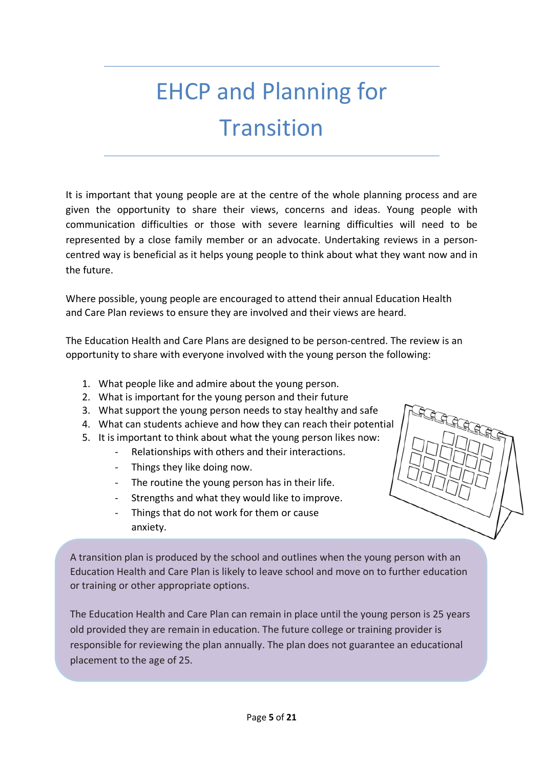# EHCP and Planning for Transition

It is important that young people are at the centre of the whole planning process and are given the opportunity to share their views, concerns and ideas. Young people with communication difficulties or those with severe learning difficulties will need to be represented by a close family member or an advocate. Undertaking reviews in a person-centred way is beneficial as it helps young people to think about what they want now and in the future.

Where possible, young people are encouraged to attend their annual Education Health and Care Plan reviews to ensure they are involved and their views are heard.

The Education Health and Care Plans are designed to be person-centred. The review is an opportunity to share with everyone involved with the young person the following:

1. What people like and admire about the young person.
2. What is important for the young person and their future
3. What support the young person needs to stay healthy and safe
4. What can students achieve and how they can reach their potential
5. It is important to think about what the young person likes now:
    - Relationships with others and their interactions.
    - Things they like doing now.
    - The routine the young person has in their life.
    - Strengths and what they would like to improve.
    - Things that do not work for them or cause anxiety.

A transition plan is produced by the school and outlines when the young person with an Education Health and Care Plan is likely to leave school and move on to further education or training or other appropriate options.

The Education Health and Care Plan can remain in place until the young person is 25 years old provided they are remain in education. The future college or training provider is responsible for reviewing the plan annually. The plan does not guarantee an educational placement to the age of 25.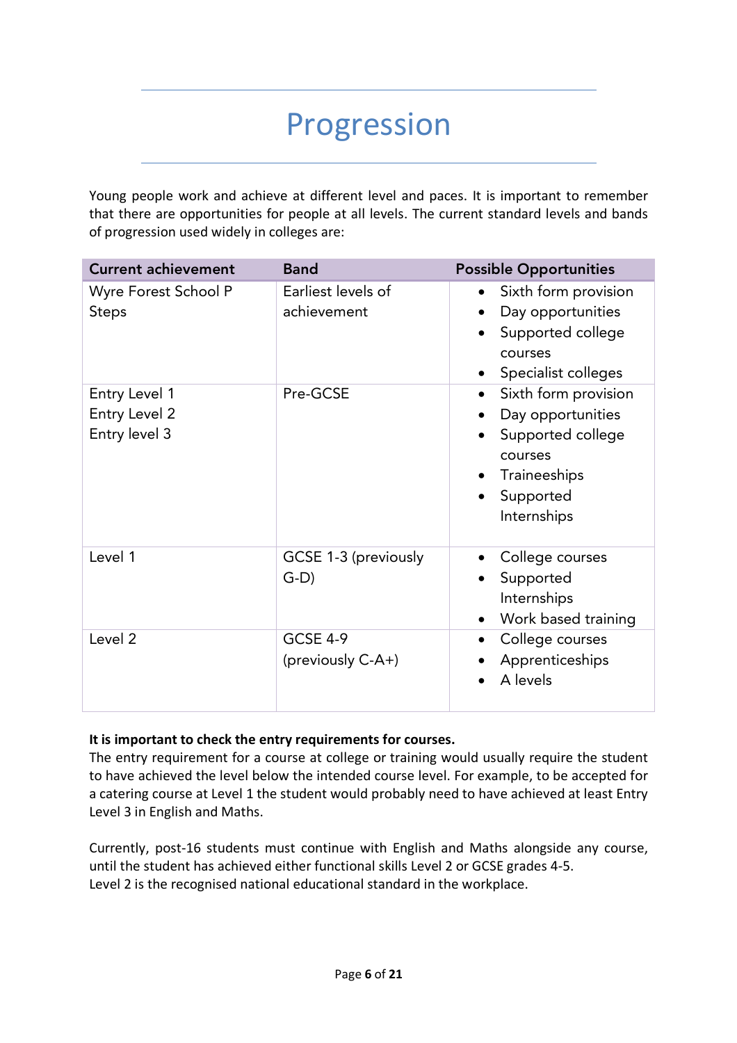# Progression

Young people work and achieve at different level and paces. It is important to remember that there are opportunities for people at all levels. The current standard levels and bands of progression used widely in colleges are:

| Current achievement | Band | Possible Opportunities |
|---|---|---|
| Wyre Forest School P Steps | Earliest levels of achievement | • Sixth form provision<br>• Day opportunities<br>• Supported college courses<br>• Specialist colleges |
| Entry Level 1<br>Entry Level 2<br>Entry level 3 | Pre-GCSE | • Sixth form provision<br>• Day opportunities<br>• Supported college courses<br>• Traineeships<br>• Supported Internships |
| Level 1 | GCSE 1-3 (previously G-D) | • College courses<br>• Supported Internships<br>• Work based training |
| Level 2 | GCSE 4-9 (previously C-A+) | • College courses<br>• Apprenticeships<br>• A levels |

**It is important to check the entry requirements for courses.**
The entry requirement for a course at college or training would usually require the student to have achieved the level below the intended course level. For example, to be accepted for a catering course at Level 1 the student would probably need to have achieved at least Entry Level 3 in English and Maths.

Currently, post-16 students must continue with English and Maths alongside any course, until the student has achieved either functional skills Level 2 or GCSE grades 4-5.
Level 2 is the recognised national educational standard in the workplace.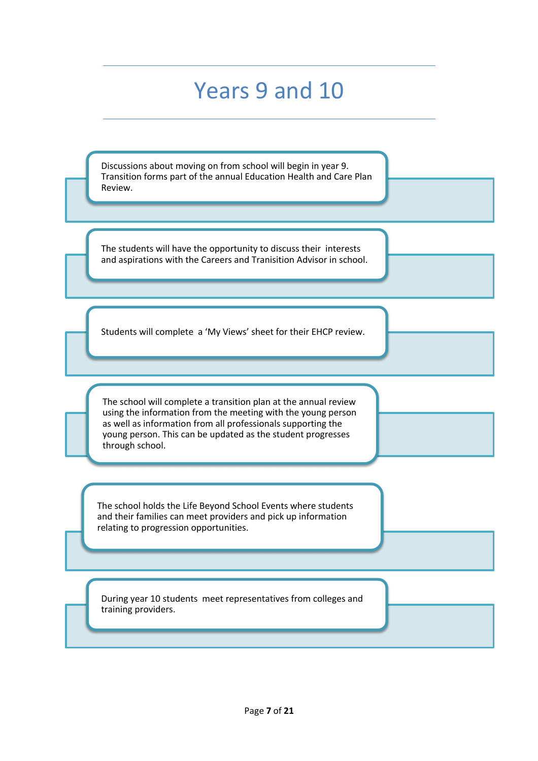# Years 9 and 10

Discussions about moving on from school will begin in year 9. Transition forms part of the annual Education Health and Care Plan Review.

The students will have the opportunity to discuss their interests and aspirations with the Careers and Tranisition Advisor in school.

Students will complete a 'My Views' sheet for their EHCP review.

The school will complete a transition plan at the annual review using the information from the meeting with the young person as well as information from all professionals supporting the young person. This can be updated as the student progresses through school.

The school holds the Life Beyond School Events where students and their families can meet providers and pick up information relating to progression opportunities.

During year 10 students meet representatives from colleges and training providers.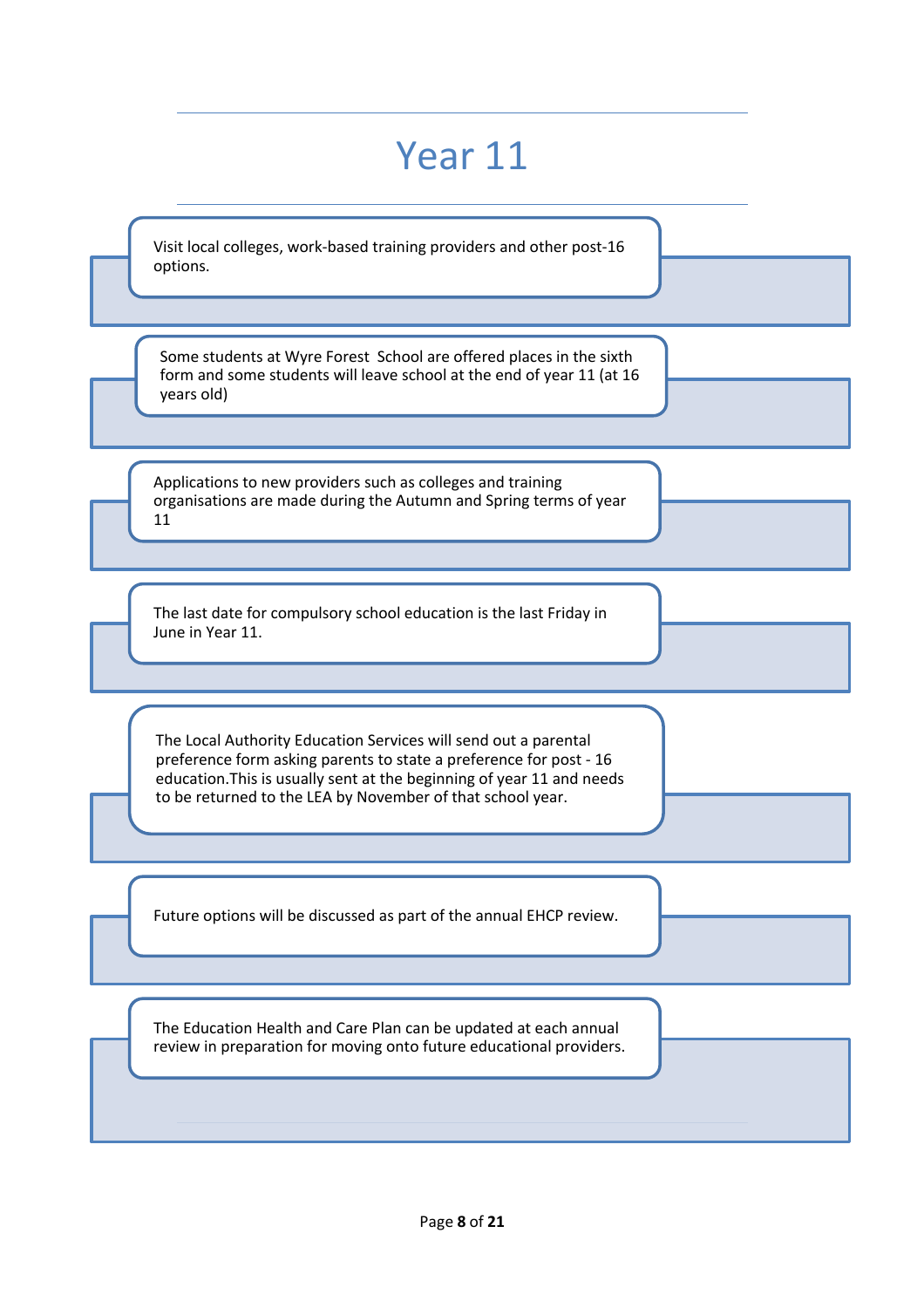# Year 11

Visit local colleges, work-based training providers and other post-16 options.

Some students at Wyre Forest School are offered places in the sixth form and some students will leave school at the end of year 11 (at 16 years old)

Applications to new providers such as colleges and training organisations are made during the Autumn and Spring terms of year 11

The last date for compulsory school education is the last Friday in June in Year 11.

The Local Authority Education Services will send out a parental preference form asking parents to state a preference for post - 16 education.This is usually sent at the beginning of year 11 and needs to be returned to the LEA by November of that school year.

Future options will be discussed as part of the annual EHCP review.

The Education Health and Care Plan can be updated at each annual review in preparation for moving onto future educational providers.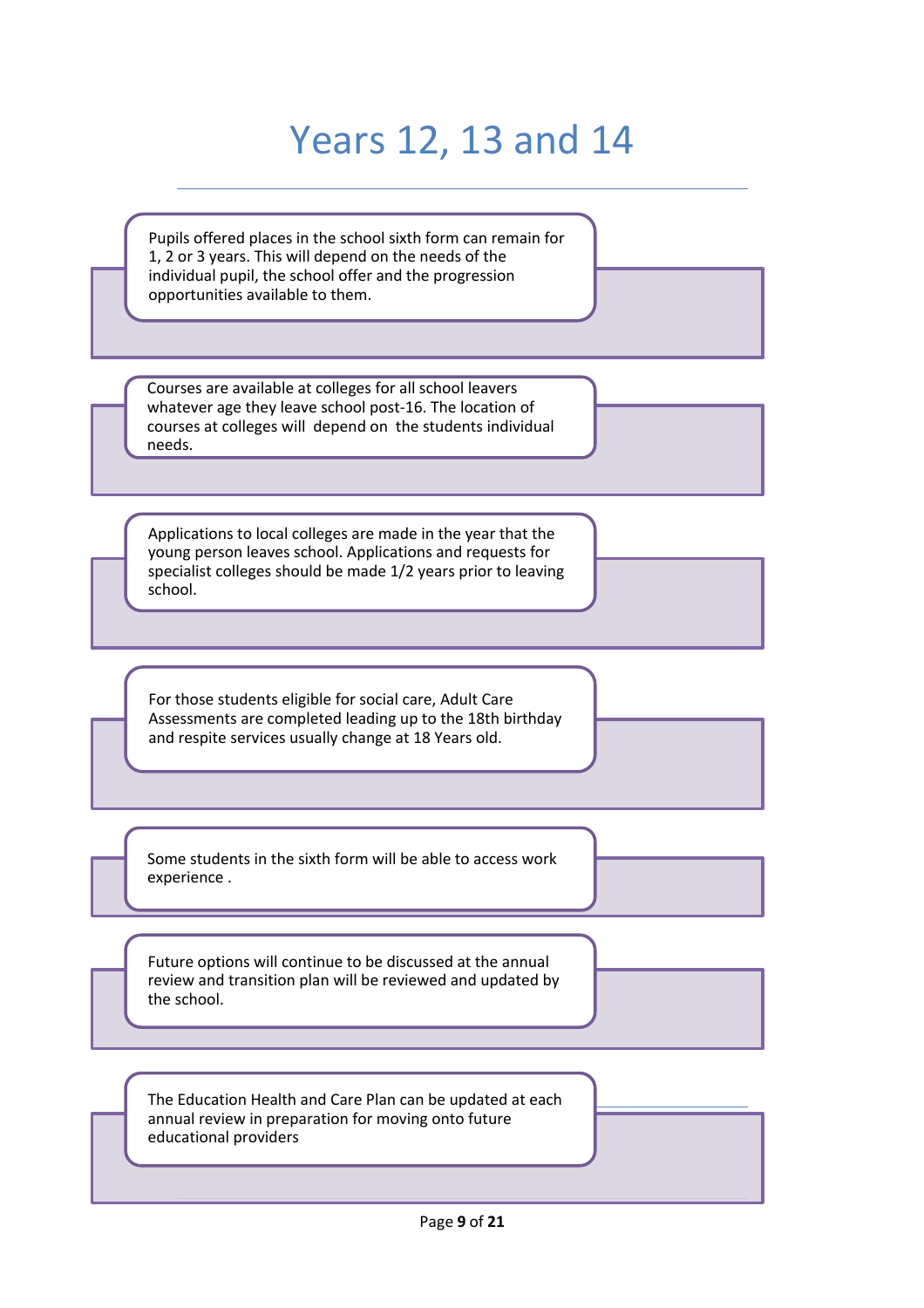# Years 12, 13 and 14

Pupils offered places in the school sixth form can remain for 1, 2 or 3 years. This will depend on the needs of the individual pupil, the school offer and the progression opportunities available to them.

Courses are available at colleges for all school leavers whatever age they leave school post-16. The location of courses at colleges will depend on the students individual needs.

Applications to local colleges are made in the year that the young person leaves school. Applications and requests for specialist colleges should be made 1/2 years prior to leaving school.

For those students eligible for social care, Adult Care Assessments are completed leading up to the 18th birthday and respite services usually change at 18 Years old.

Some students in the sixth form will be able to access work experience .

Future options will continue to be discussed at the annual review and transition plan will be reviewed and updated by the school.

The Education Health and Care Plan can be updated at each annual review in preparation for moving onto future educational providers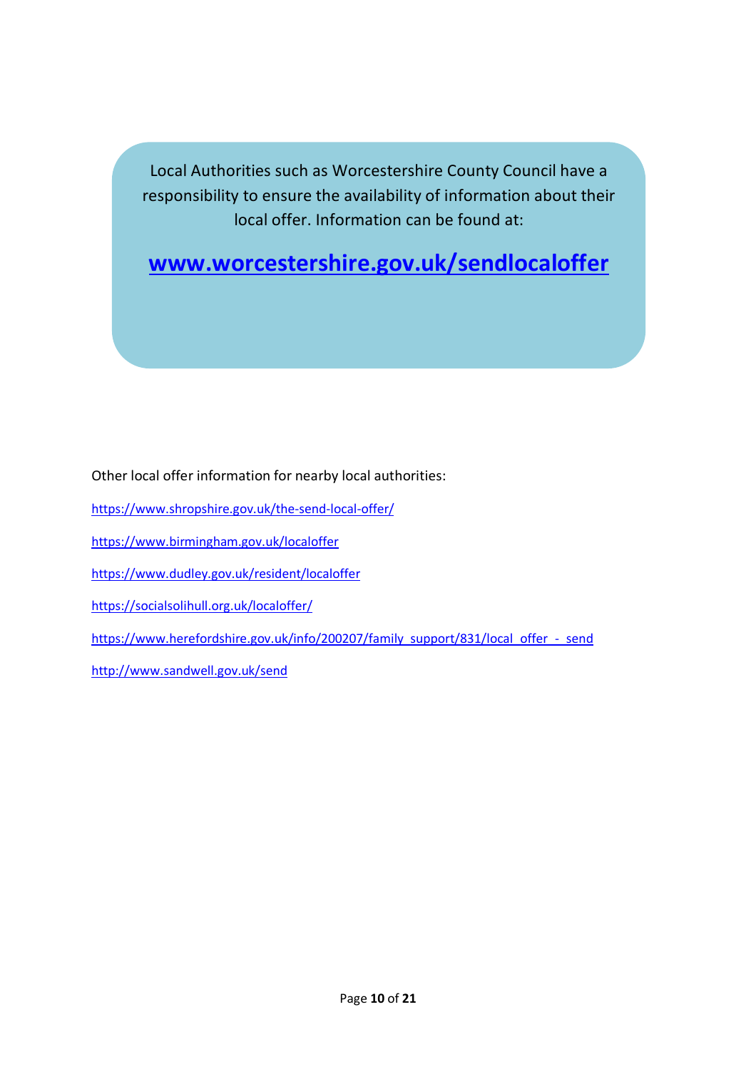Local Authorities such as Worcestershire County Council have a responsibility to ensure the availability of information about their local offer. Information can be found at:

## [www.worcestershire.gov.uk/sendlocaloffer](http://www.worcestershire.gov.uk/sendlocaloffer)

Other local offer information for nearby local authorities:

https://www.shropshire.gov.uk/the-send-local-offer/

https://www.birmingham.gov.uk/localoffer

https://www.dudley.gov.uk/resident/localoffer

https://socialsolihull.org.uk/localoffer/

https://www.herefordshire.gov.uk/info/200207/family_support/831/local_offer_-_send

http://www.sandwell.gov.uk/send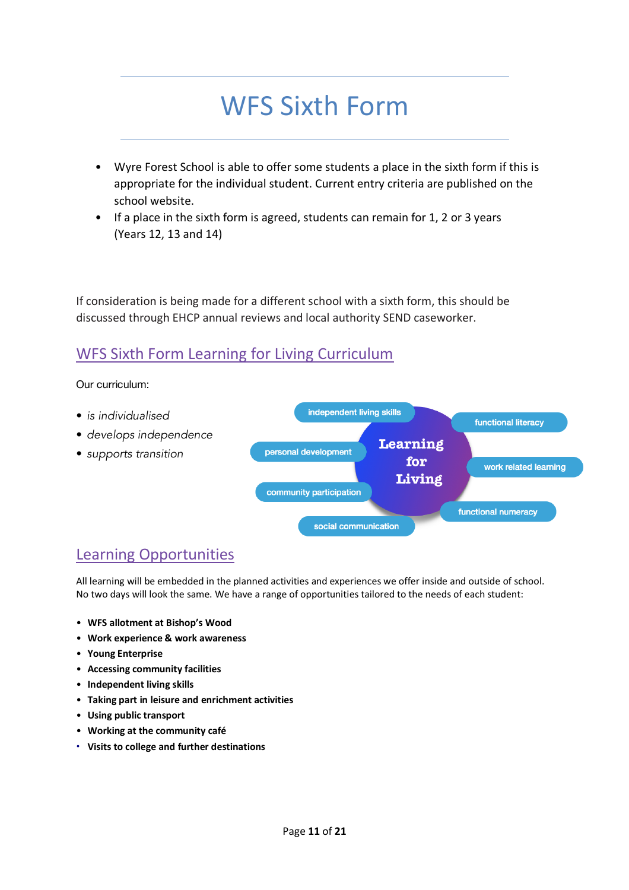# WFS Sixth Form

- Wyre Forest School is able to offer some students a place in the sixth form if this is appropriate for the individual student. Current entry criteria are published on the school website.
- If a place in the sixth form is agreed, students can remain for 1, 2 or 3 years (Years 12, 13 and 14)

If consideration is being made for a different school with a sixth form, this should be discussed through EHCP annual reviews and local authority SEND caseworker.

## WFS Sixth Form Learning for Living Curriculum

Our curriculum:

- *is individualised*
- *develops independence*
- *supports transition*

Learning for Living

- independent living skills
- functional literacy
- personal development
- work related learning
- community participation
- functional numeracy
- social communication

## Learning Opportunities

All learning will be embedded in the planned activities and experiences we offer inside and outside of school. No two days will look the same. We have a range of opportunities tailored to the needs of each student:

- **WFS allotment at Bishop's Wood**
- **Work experience & work awareness**
- **Young Enterprise**
- **Accessing community facilities**
- **Independent living skills**
- **Taking part in leisure and enrichment activities**
- **Using public transport**
- **Working at the community café**
- **Visits to college and further destinations**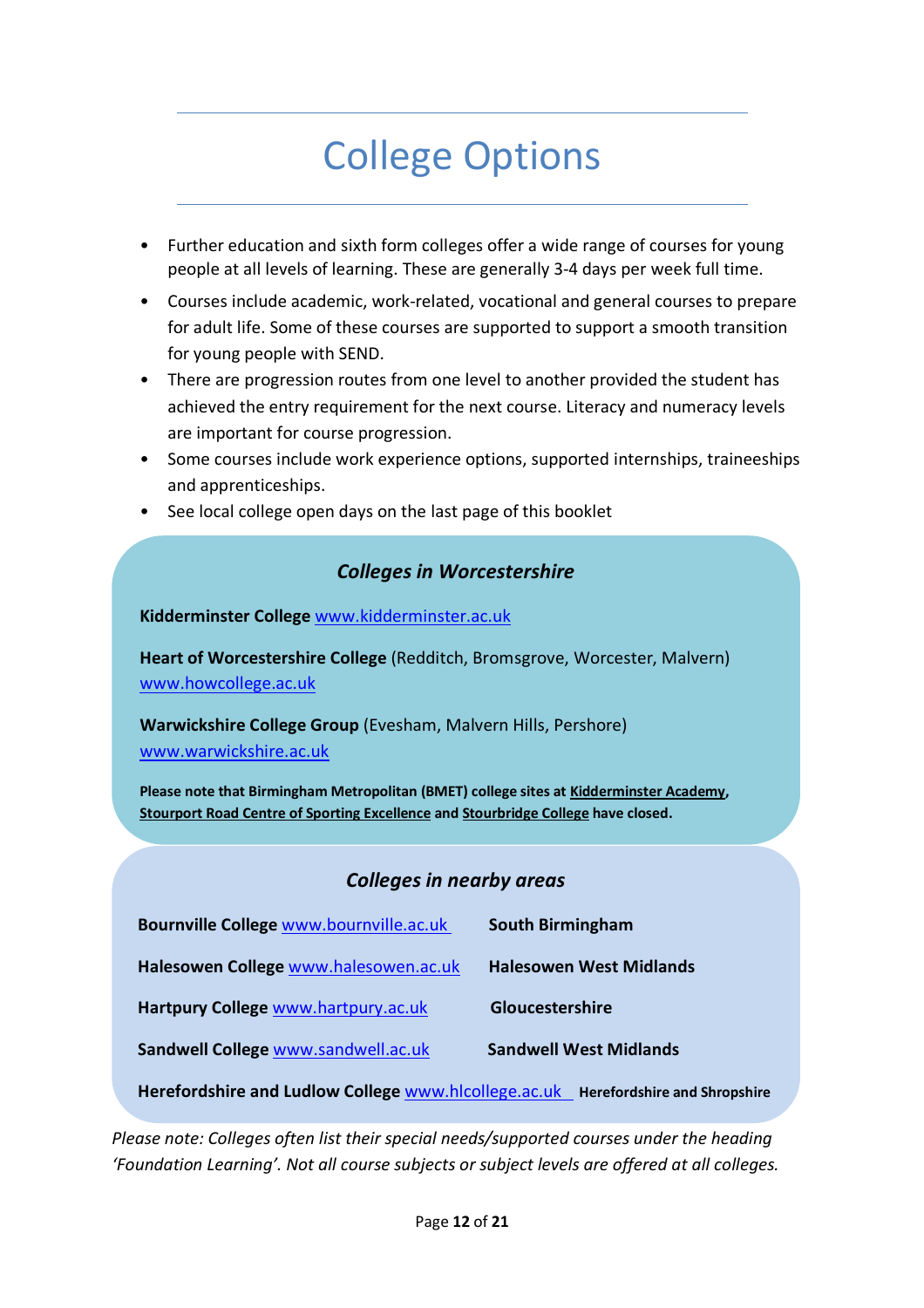# College Options

- Further education and sixth form colleges offer a wide range of courses for young people at all levels of learning. These are generally 3-4 days per week full time.
- Courses include academic, work-related, vocational and general courses to prepare for adult life. Some of these courses are supported to support a smooth transition for young people with SEND.
- There are progression routes from one level to another provided the student has achieved the entry requirement for the next course. Literacy and numeracy levels are important for course progression.
- Some courses include work experience options, supported internships, traineeships and apprenticeships.
- See local college open days on the last page of this booklet

### *Colleges in Worcestershire*

**Kidderminster College** www.kidderminster.ac.uk

**Heart of Worcestershire College** (Redditch, Bromsgrove, Worcester, Malvern) www.howcollege.ac.uk

**Warwickshire College Group** (Evesham, Malvern Hills, Pershore) www.warwickshire.ac.uk

**Please note that Birmingham Metropolitan (BMET) college sites at Kidderminster Academy, Stourport Road Centre of Sporting Excellence and Stourbridge College have closed.**

### *Colleges in nearby areas*

| College | Area |
|---|---|
| **Bournville College** www.bournville.ac.uk | **South Birmingham** |
| **Halesowen College** www.halesowen.ac.uk | **Halesowen West Midlands** |
| **Hartpury College** www.hartpury.ac.uk | **Gloucestershire** |
| **Sandwell College** www.sandwell.ac.uk | **Sandwell West Midlands** |
| **Herefordshire and Ludlow College** www.hlcollege.ac.uk | **Herefordshire and Shropshire** |

*Please note: Colleges often list their special needs/supported courses under the heading 'Foundation Learning'. Not all course subjects or subject levels are offered at all colleges.*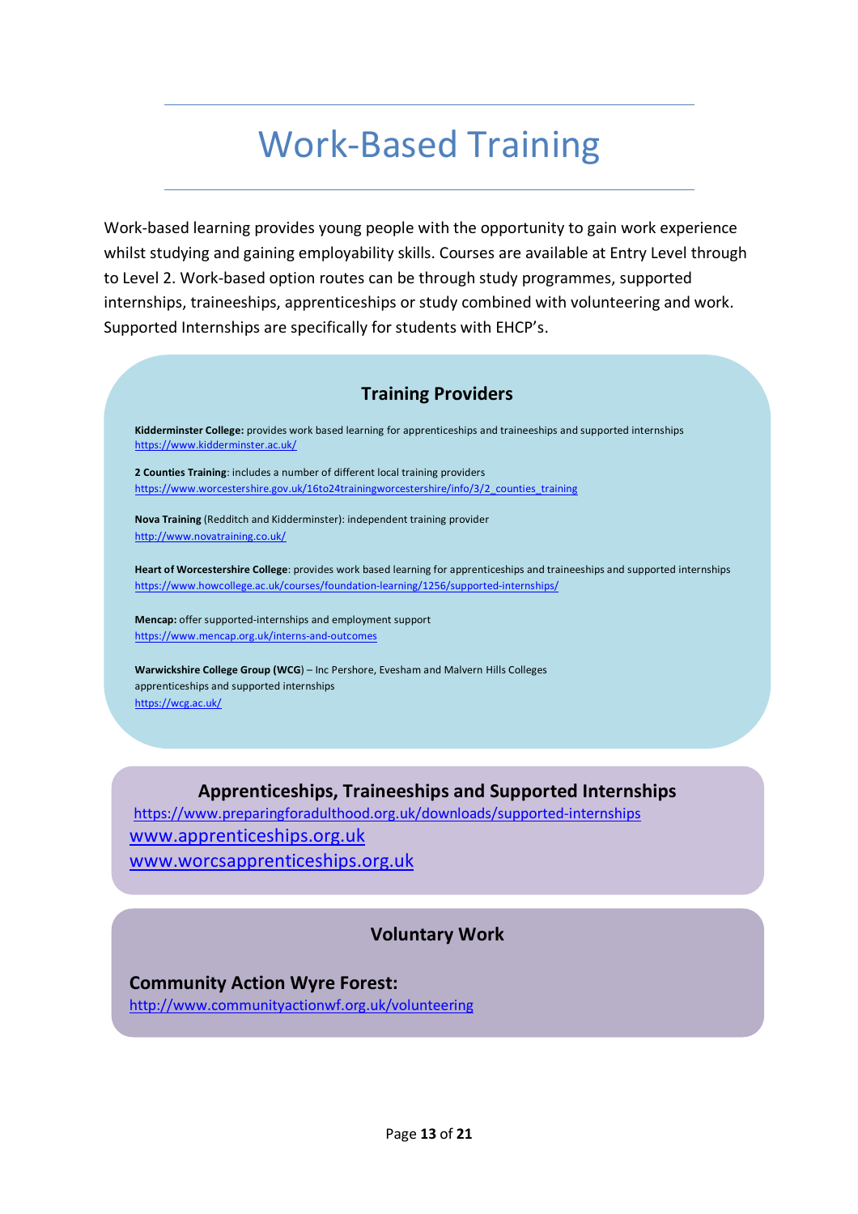# Work-Based Training

Work-based learning provides young people with the opportunity to gain work experience whilst studying and gaining employability skills. Courses are available at Entry Level through to Level 2. Work-based option routes can be through study programmes, supported internships, traineeships, apprenticeships or study combined with volunteering and work. Supported Internships are specifically for students with EHCP's.

## Training Providers

**Kidderminster College:** provides work based learning for apprenticeships and traineeships and supported internships
https://www.kidderminster.ac.uk/

**2 Counties Training**: includes a number of different local training providers
https://www.worcestershire.gov.uk/16to24trainingworcestershire/info/3/2_counties_training

**Nova Training** (Redditch and Kidderminster): independent training provider
http://www.novatraining.co.uk/

**Heart of Worcestershire College**: provides work based learning for apprenticeships and traineeships and supported internships
https://www.howcollege.ac.uk/courses/foundation-learning/1256/supported-internships/

**Mencap:** offer supported-internships and employment support
https://www.mencap.org.uk/interns-and-outcomes

**Warwickshire College Group (WCG**) – Inc Pershore, Evesham and Malvern Hills Colleges
apprenticeships and supported internships
https://wcg.ac.uk/

## Apprenticeships, Traineeships and Supported Internships

https://www.preparingforadulthood.org.uk/downloads/supported-internships
www.apprenticeships.org.uk
www.worcsapprenticeships.org.uk

## Voluntary Work

**Community Action Wyre Forest:**
http://www.communityactionwf.org.uk/volunteering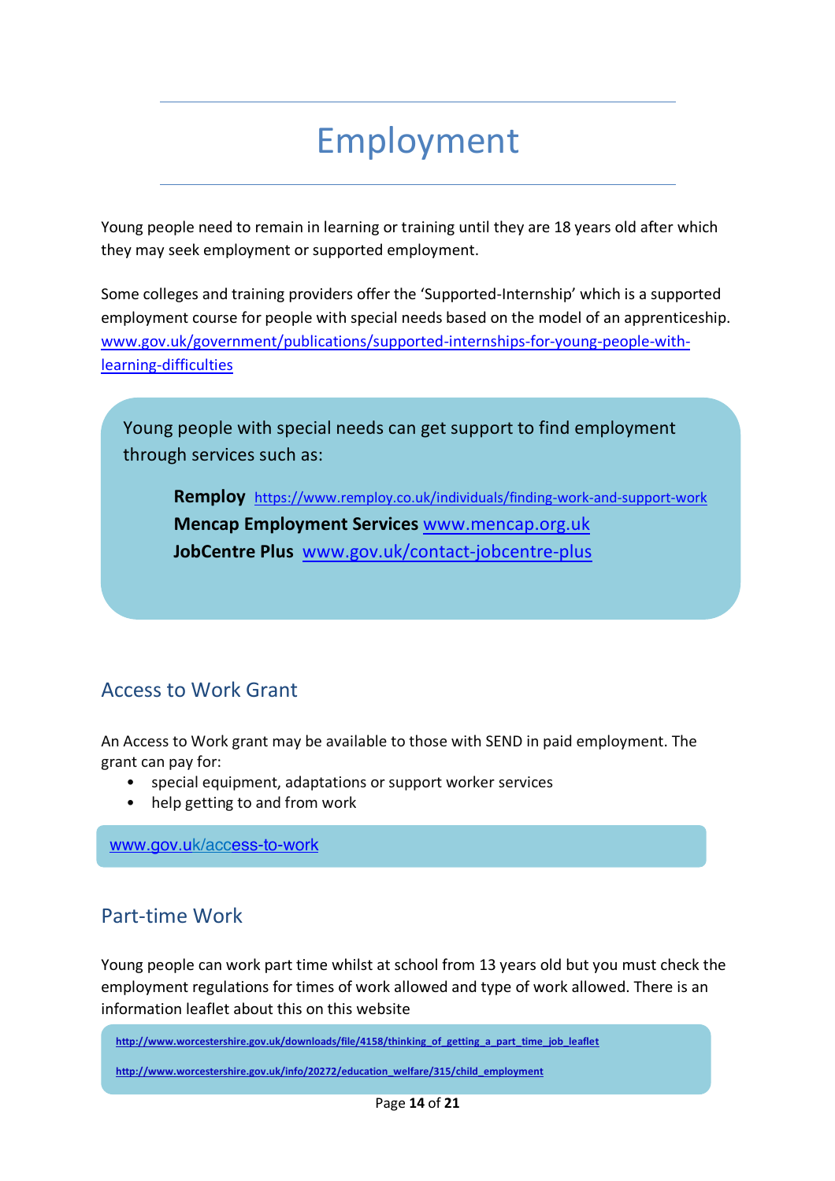# Employment

Young people need to remain in learning or training until they are 18 years old after which they may seek employment or supported employment.

Some colleges and training providers offer the 'Supported-Internship' which is a supported employment course for people with special needs based on the model of an apprenticeship. www.gov.uk/government/publications/supported-internships-for-young-people-with-learning-difficulties

Young people with special needs can get support to find employment through services such as:

**Remploy** https://www.remploy.co.uk/individuals/finding-work-and-support-work
**Mencap Employment Services** www.mencap.org.uk
**JobCentre Plus** www.gov.uk/contact-jobcentre-plus

## Access to Work Grant

An Access to Work grant may be available to those with SEND in paid employment. The grant can pay for:

- special equipment, adaptations or support worker services
- help getting to and from work

www.gov.uk/access-to-work

## Part-time Work

Young people can work part time whilst at school from 13 years old but you must check the employment regulations for times of work allowed and type of work allowed. There is an information leaflet about this on this website

http://www.worcestershire.gov.uk/downloads/file/4158/thinking_of_getting_a_part_time_job_leaflet

http://www.worcestershire.gov.uk/info/20272/education_welfare/315/child_employment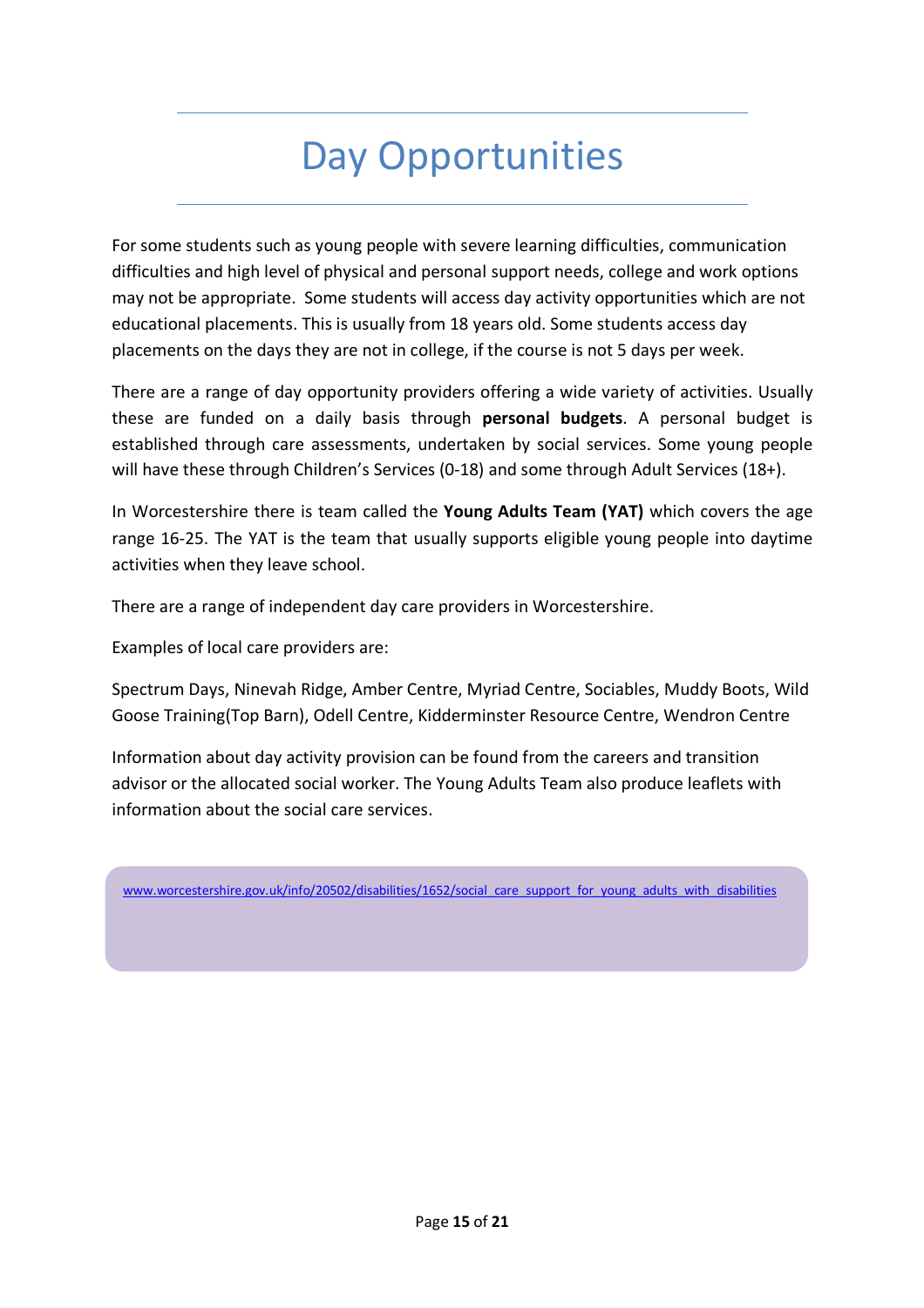# Day Opportunities

For some students such as young people with severe learning difficulties, communication difficulties and high level of physical and personal support needs, college and work options may not be appropriate. Some students will access day activity opportunities which are not educational placements. This is usually from 18 years old. Some students access day placements on the days they are not in college, if the course is not 5 days per week.

There are a range of day opportunity providers offering a wide variety of activities. Usually these are funded on a daily basis through **personal budgets**. A personal budget is established through care assessments, undertaken by social services. Some young people will have these through Children's Services (0-18) and some through Adult Services (18+).

In Worcestershire there is team called the **Young Adults Team (YAT)** which covers the age range 16-25. The YAT is the team that usually supports eligible young people into daytime activities when they leave school.

There are a range of independent day care providers in Worcestershire.

Examples of local care providers are:

Spectrum Days, Ninevah Ridge, Amber Centre, Myriad Centre, Sociables, Muddy Boots, Wild Goose Training(Top Barn), Odell Centre, Kidderminster Resource Centre, Wendron Centre

Information about day activity provision can be found from the careers and transition advisor or the allocated social worker. The Young Adults Team also produce leaflets with information about the social care services.

www.worcestershire.gov.uk/info/20502/disabilities/1652/social_care_support_for_young_adults_with_disabilities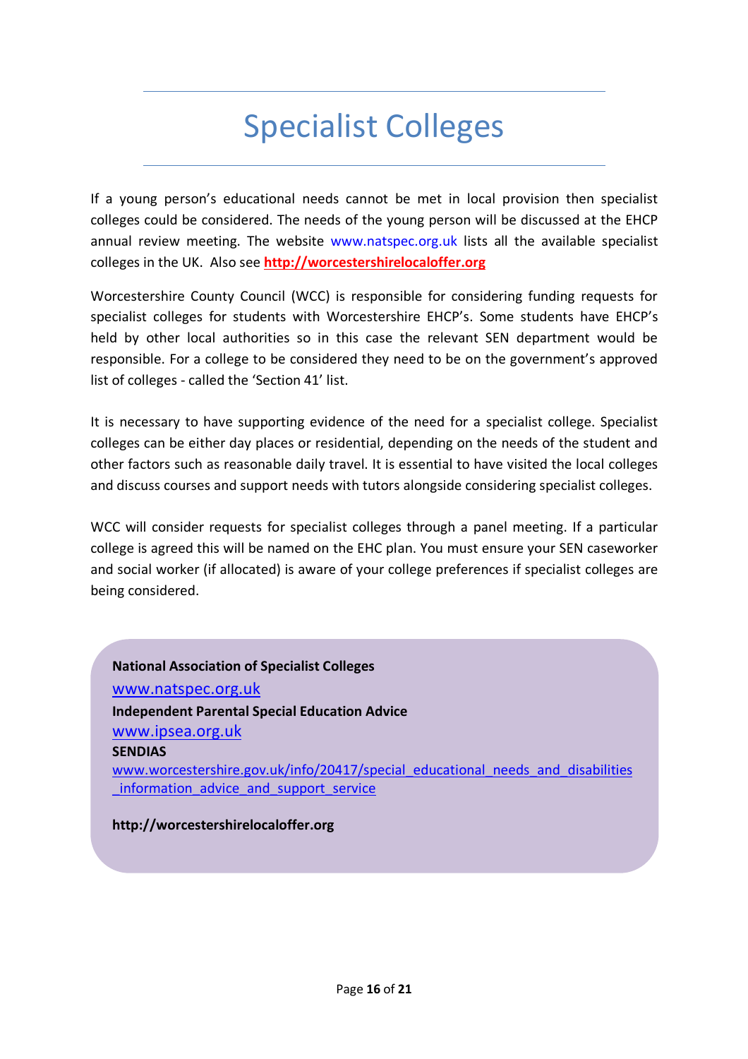# Specialist Colleges

If a young person's educational needs cannot be met in local provision then specialist colleges could be considered. The needs of the young person will be discussed at the EHCP annual review meeting. The website www.natspec.org.uk lists all the available specialist colleges in the UK. Also see **http://worcestershirelocaloffer.org**

Worcestershire County Council (WCC) is responsible for considering funding requests for specialist colleges for students with Worcestershire EHCP's. Some students have EHCP's held by other local authorities so in this case the relevant SEN department would be responsible. For a college to be considered they need to be on the government's approved list of colleges - called the 'Section 41' list.

It is necessary to have supporting evidence of the need for a specialist college. Specialist colleges can be either day places or residential, depending on the needs of the student and other factors such as reasonable daily travel. It is essential to have visited the local colleges and discuss courses and support needs with tutors alongside considering specialist colleges.

WCC will consider requests for specialist colleges through a panel meeting. If a particular college is agreed this will be named on the EHC plan. You must ensure your SEN caseworker and social worker (if allocated) is aware of your college preferences if specialist colleges are being considered.

**National Association of Specialist Colleges**
www.natspec.org.uk
**Independent Parental Special Education Advice**
www.ipsea.org.uk
**SENDIAS**
www.worcestershire.gov.uk/info/20417/special_educational_needs_and_disabilities_information_advice_and_support_service

**http://worcestershirelocaloffer.org**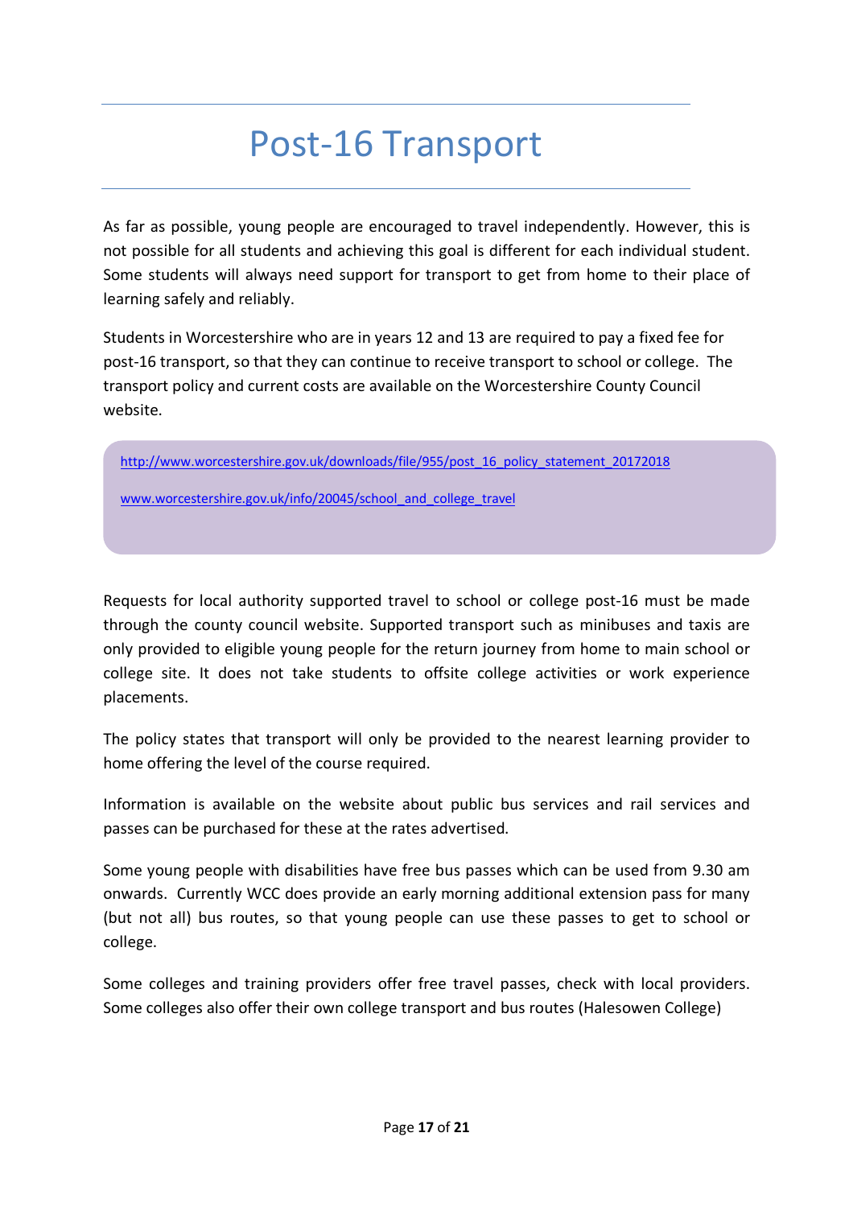# Post-16 Transport

As far as possible, young people are encouraged to travel independently. However, this is not possible for all students and achieving this goal is different for each individual student. Some students will always need support for transport to get from home to their place of learning safely and reliably.

Students in Worcestershire who are in years 12 and 13 are required to pay a fixed fee for post-16 transport, so that they can continue to receive transport to school or college. The transport policy and current costs are available on the Worcestershire County Council website.

http://www.worcestershire.gov.uk/downloads/file/955/post_16_policy_statement_20172018

www.worcestershire.gov.uk/info/20045/school_and_college_travel

Requests for local authority supported travel to school or college post-16 must be made through the county council website. Supported transport such as minibuses and taxis are only provided to eligible young people for the return journey from home to main school or college site. It does not take students to offsite college activities or work experience placements.

The policy states that transport will only be provided to the nearest learning provider to home offering the level of the course required.

Information is available on the website about public bus services and rail services and passes can be purchased for these at the rates advertised.

Some young people with disabilities have free bus passes which can be used from 9.30 am onwards. Currently WCC does provide an early morning additional extension pass for many (but not all) bus routes, so that young people can use these passes to get to school or college.

Some colleges and training providers offer free travel passes, check with local providers. Some colleges also offer their own college transport and bus routes (Halesowen College)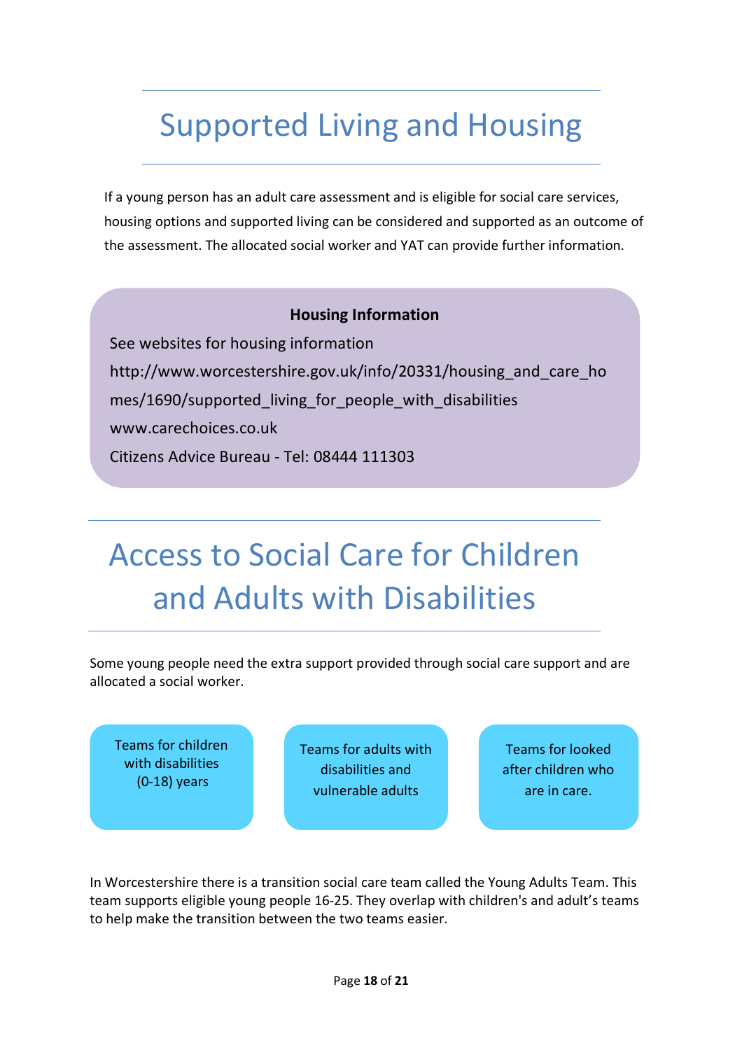# Supported Living and Housing

If a young person has an adult care assessment and is eligible for social care services, housing options and supported living can be considered and supported as an outcome of the assessment. The allocated social worker and YAT can provide further information.

**Housing Information**

See websites for housing information

http://www.worcestershire.gov.uk/info/20331/housing_and_care_homes/1690/supported_living_for_people_with_disabilities

www.carechoices.co.uk

Citizens Advice Bureau - Tel: 08444 111303

# Access to Social Care for Children and Adults with Disabilities

Some young people need the extra support provided through social care support and are allocated a social worker.

- Teams for children with disabilities (0-18) years
- Teams for adults with disabilities and vulnerable adults
- Teams for looked after children who are in care.

In Worcestershire there is a transition social care team called the Young Adults Team. This team supports eligible young people 16-25. They overlap with children's and adult's teams to help make the transition between the two teams easier.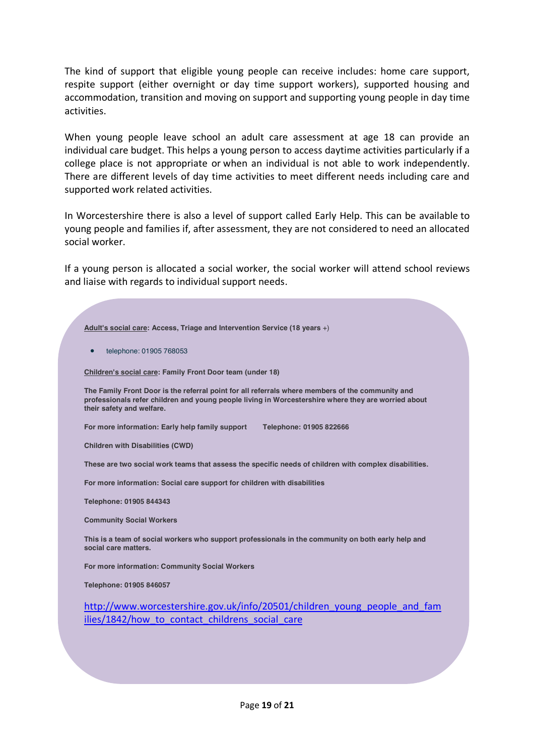The kind of support that eligible young people can receive includes: home care support, respite support (either overnight or day time support workers), supported housing and accommodation, transition and moving on support and supporting young people in day time activities.

When young people leave school an adult care assessment at age 18 can provide an individual care budget. This helps a young person to access daytime activities particularly if a college place is not appropriate or when an individual is not able to work independently. There are different levels of day time activities to meet different needs including care and supported work related activities.

In Worcestershire there is also a level of support called Early Help. This can be available to young people and families if, after assessment, they are not considered to need an allocated social worker.

If a young person is allocated a social worker, the social worker will attend school reviews and liaise with regards to individual support needs.

**Adult's social care: Access, Triage and Intervention Service (18 years +)**

- telephone: 01905 768053

**Children's social care: Family Front Door team (under 18)**

**The Family Front Door is the referral point for all referrals where members of the community and professionals refer children and young people living in Worcestershire where they are worried about their safety and welfare.**

**For more information: Early help family support    Telephone: 01905 822666**

**Children with Disabilities (CWD)**

**These are two social work teams that assess the specific needs of children with complex disabilities.**

**For more information: Social care support for children with disabilities**

**Telephone: 01905 844343**

**Community Social Workers**

**This is a team of social workers who support professionals in the community on both early help and social care matters.**

**For more information: Community Social Workers**

**Telephone: 01905 846057**

http://www.worcestershire.gov.uk/info/20501/children_young_people_and_families/1842/how_to_contact_childrens_social_care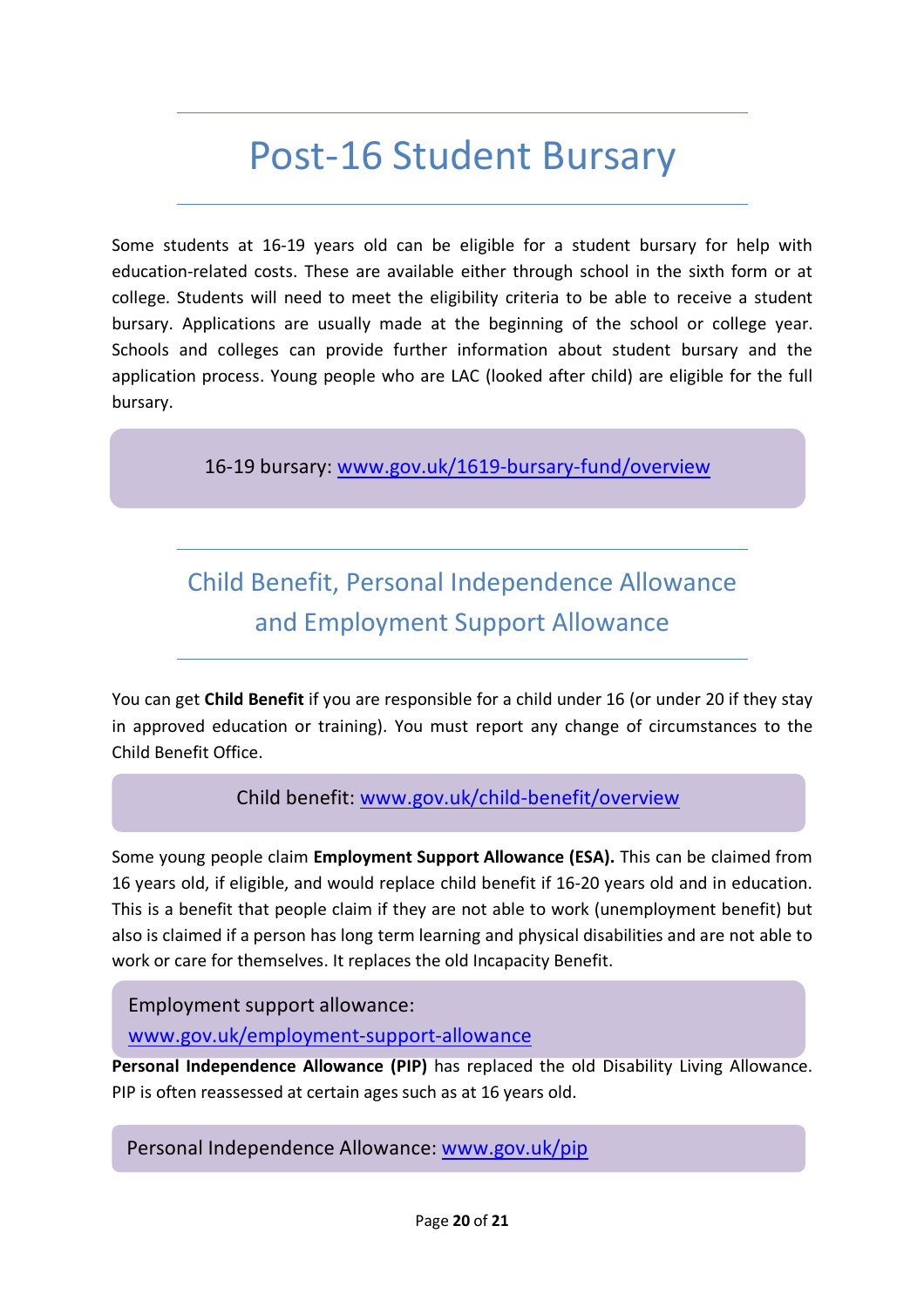# Post-16 Student Bursary

Some students at 16-19 years old can be eligible for a student bursary for help with education-related costs. These are available either through school in the sixth form or at college. Students will need to meet the eligibility criteria to be able to receive a student bursary. Applications are usually made at the beginning of the school or college year. Schools and colleges can provide further information about student bursary and the application process. Young people who are LAC (looked after child) are eligible for the full bursary.

16-19 bursary: [www.gov.uk/1619-bursary-fund/overview](www.gov.uk/1619-bursary-fund/overview)

## Child Benefit, Personal Independence Allowance and Employment Support Allowance

You can get **Child Benefit** if you are responsible for a child under 16 (or under 20 if they stay in approved education or training). You must report any change of circumstances to the Child Benefit Office.

Child benefit: [www.gov.uk/child-benefit/overview](www.gov.uk/child-benefit/overview)

Some young people claim **Employment Support Allowance (ESA).** This can be claimed from 16 years old, if eligible, and would replace child benefit if 16-20 years old and in education. This is a benefit that people claim if they are not able to work (unemployment benefit) but also is claimed if a person has long term learning and physical disabilities and are not able to work or care for themselves. It replaces the old Incapacity Benefit.

Employment support allowance:
[www.gov.uk/employment-support-allowance](www.gov.uk/employment-support-allowance)

**Personal Independence Allowance (PIP)** has replaced the old Disability Living Allowance. PIP is often reassessed at certain ages such as at 16 years old.

Personal Independence Allowance: [www.gov.uk/pip](www.gov.uk/pip)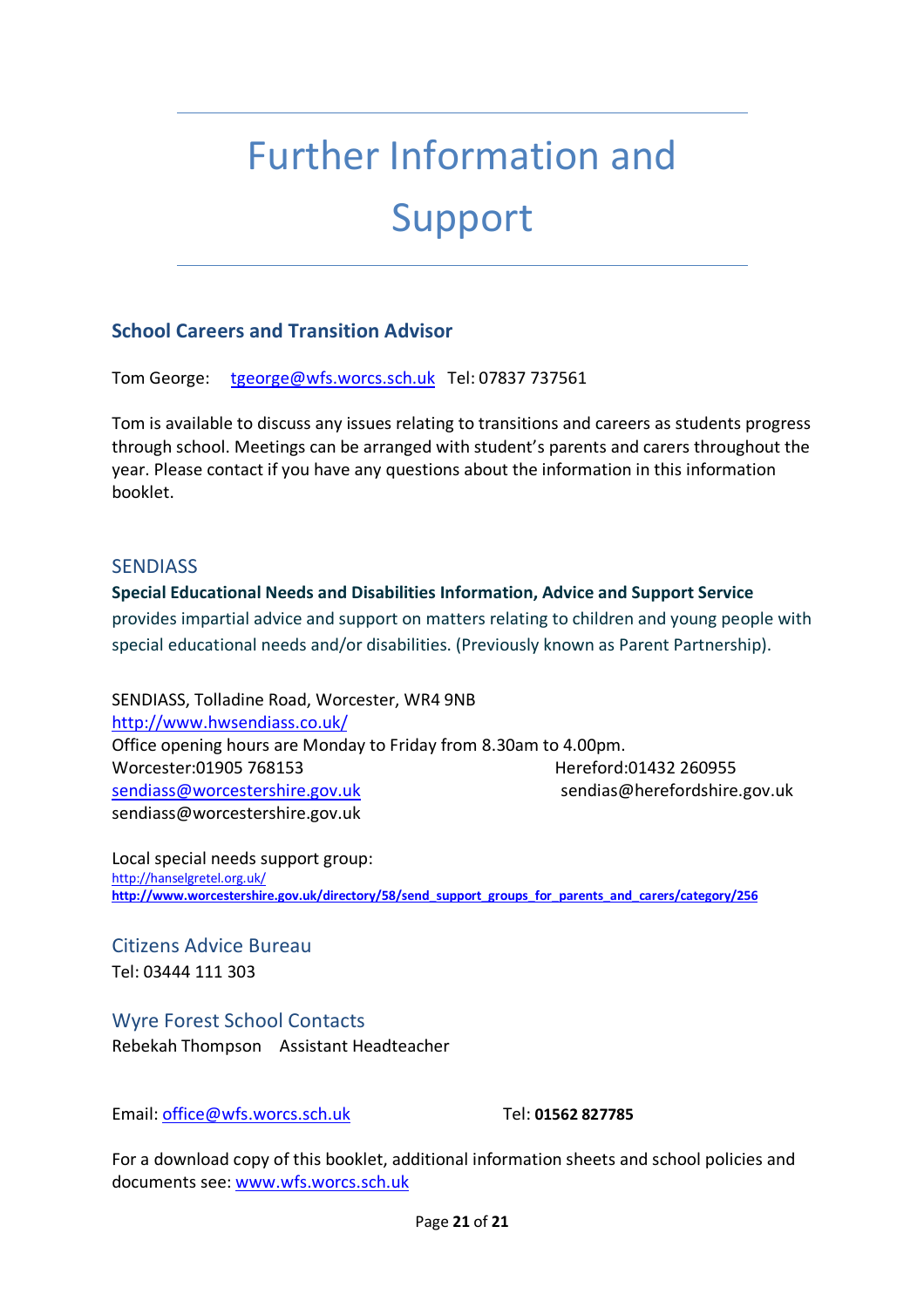# Further Information and Support

## School Careers and Transition Advisor

Tom George: tgeorge@wfs.worcs.sch.uk Tel: 07837 737561

Tom is available to discuss any issues relating to transitions and careers as students progress through school. Meetings can be arranged with student's parents and carers throughout the year. Please contact if you have any questions about the information in this information booklet.

## SENDIASS

**Special Educational Needs and Disabilities Information, Advice and Support Service** provides impartial advice and support on matters relating to children and young people with special educational needs and/or disabilities. (Previously known as Parent Partnership).

SENDIASS, Tolladine Road, Worcester, WR4 9NB
http://www.hwsendiass.co.uk/
Office opening hours are Monday to Friday from 8.30am to 4.00pm.

Worcester:01905 768153
sendiass@worcestershire.gov.uk
sendiass@worcestershire.gov.uk

Hereford:01432 260955
sendias@herefordshire.gov.uk

Local special needs support group:
http://hanselgretel.org.uk/
**http://www.worcestershire.gov.uk/directory/58/send_support_groups_for_parents_and_carers/category/256**

## Citizens Advice Bureau

Tel: 03444 111 303

## Wyre Forest School Contacts

Rebekah Thompson Assistant Headteacher

Email: office@wfs.worcs.sch.uk Tel: **01562 827785**

For a download copy of this booklet, additional information sheets and school policies and documents see: www.wfs.worcs.sch.uk